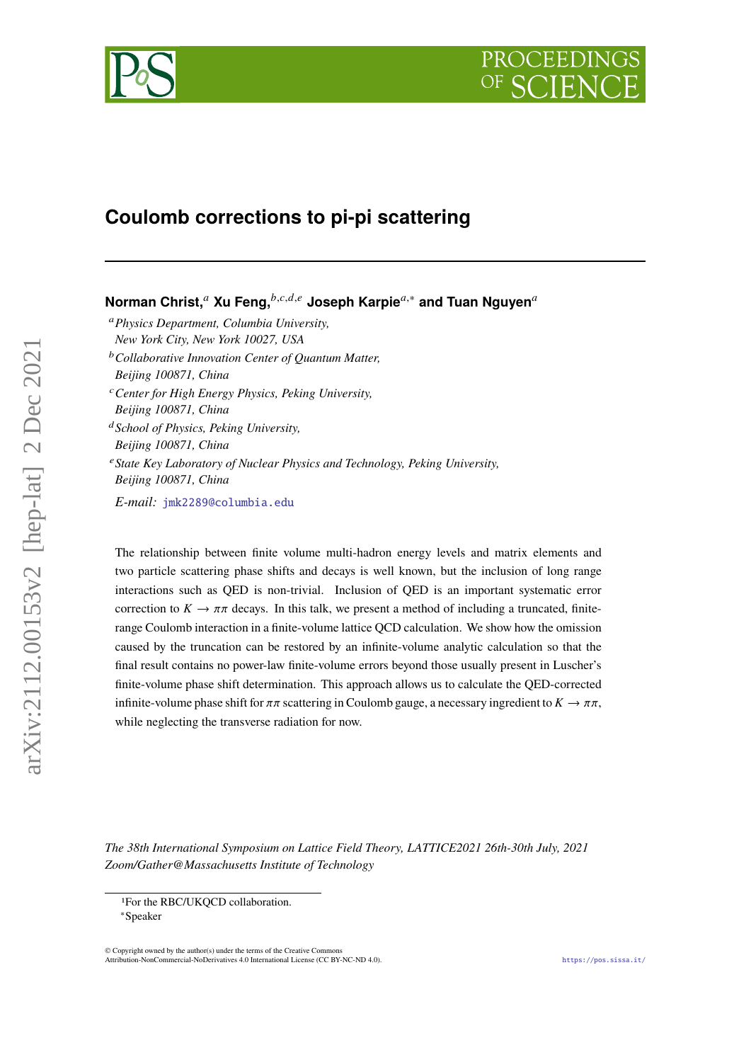# Coulomb corrections to pi-pi scattering

**Norman Christ,**[a] **Xu Feng,**[b,c,d,e] **Joseph Karpie**[a,*] **and Tuan Nguyen**[a]

[a] *Physics Department, Columbia University, New York City, New York 10027, USA*

[b] *Collaborative Innovation Center of Quantum Matter, Beijing 100871, China*

[c] *Center for High Energy Physics, Peking University, Beijing 100871, China*

[d] *School of Physics, Peking University, Beijing 100871, China*

[e] *State Key Laboratory of Nuclear Physics and Technology, Peking University, Beijing 100871, China*

*E-mail:* jmk2289@columbia.edu

The relationship between finite volume multi-hadron energy levels and matrix elements and two particle scattering phase shifts and decays is well known, but the inclusion of long range interactions such as QED is non-trivial. Inclusion of QED is an important systematic error correction to $K \to \pi\pi$ decays. In this talk, we present a method of including a truncated, finite-range Coulomb interaction in a finite-volume lattice QCD calculation. We show how the omission caused by the truncation can be restored by an infinite-volume analytic calculation so that the final result contains no power-law finite-volume errors beyond those usually present in Luscher's finite-volume phase shift determination. This approach allows us to calculate the QED-corrected infinite-volume phase shift for $\pi\pi$ scattering in Coulomb gauge, a necessary ingredient to $K \to \pi\pi$, while neglecting the transverse radiation for now.

*The 38th International Symposium on Lattice Field Theory, LATTICE2021 26th-30th July, 2021 Zoom/Gather@Massachusetts Institute of Technology*

[1] For the RBC/UKQCD collaboration.

[*] Speaker

© Copyright owned by the author(s) under the terms of the Creative Commons Attribution-NonCommercial-NoDerivatives 4.0 International License (CC BY-NC-ND 4.0).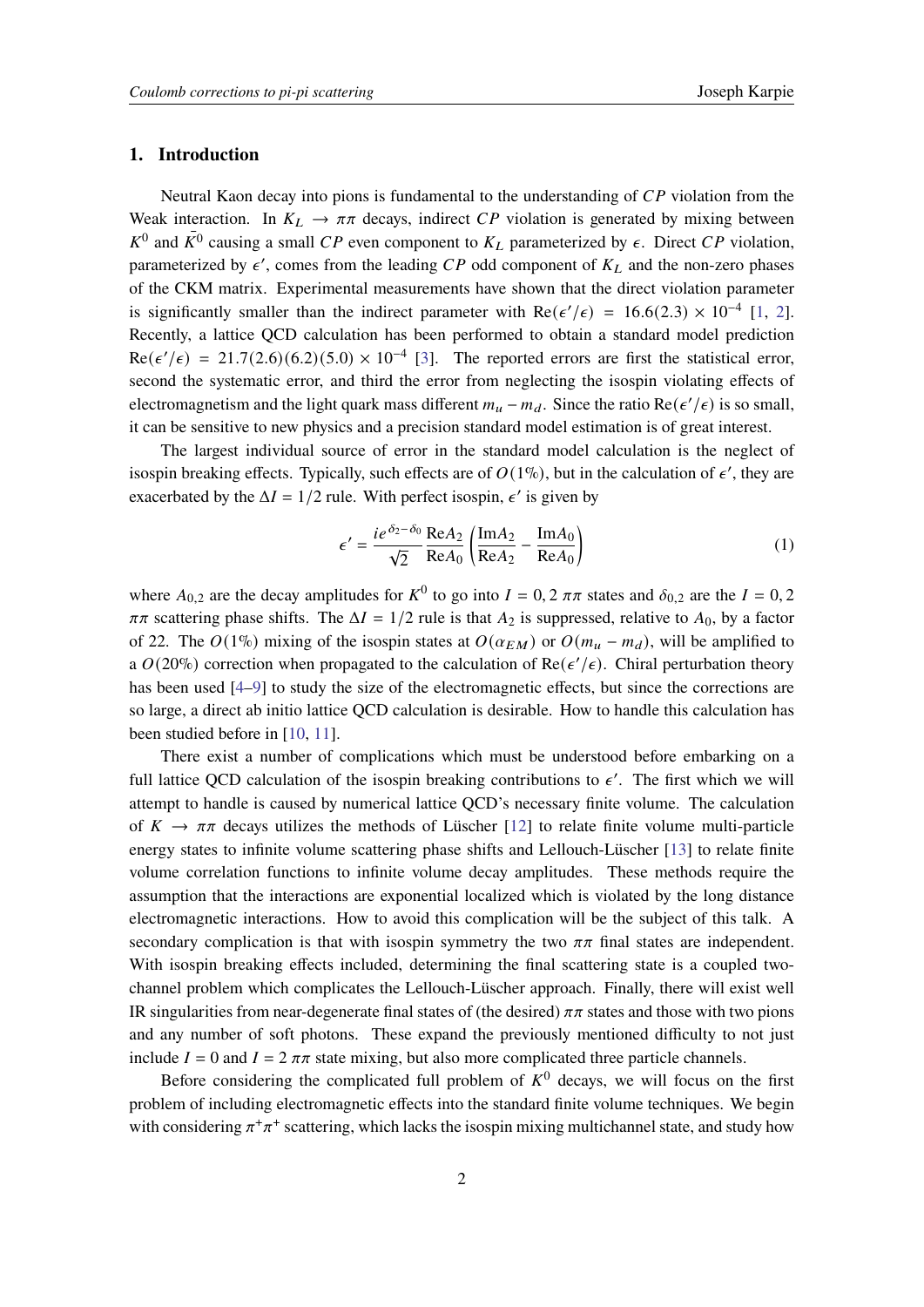## 1. Introduction

Neutral Kaon decay into pions is fundamental to the understanding of $CP$ violation from the Weak interaction. In $K_L \to \pi\pi$ decays, indirect $CP$ violation is generated by mixing between $K^0$ and $\bar{K^0}$ causing a small $CP$ even component to $K_L$ parameterized by $\epsilon$. Direct $CP$ violation, parameterized by $\epsilon'$, comes from the leading $CP$ odd component of $K_L$ and the non-zero phases of the CKM matrix. Experimental measurements have shown that the direct violation parameter is significantly smaller than the indirect parameter with $\mathrm{Re}(\epsilon'/\epsilon) = 16.6(2.3) \times 10^{-4}$ [1, 2]. Recently, a lattice QCD calculation has been performed to obtain a standard model prediction $\mathrm{Re}(\epsilon'/\epsilon) = 21.7(2.6)(6.2)(5.0) \times 10^{-4}$ [3]. The reported errors are first the statistical error, second the systematic error, and third the error from neglecting the isospin violating effects of electromagnetism and the light quark mass different $m_u - m_d$. Since the ratio $\mathrm{Re}(\epsilon'/\epsilon)$ is so small, it can be sensitive to new physics and a precision standard model estimation is of great interest.

The largest individual source of error in the standard model calculation is the neglect of isospin breaking effects. Typically, such effects are of $O(1\%)$, but in the calculation of $\epsilon'$, they are exacerbated by the $\Delta I = 1/2$ rule. With perfect isospin, $\epsilon'$ is given by

$$\epsilon' = \frac{ie^{\delta_2 - \delta_0}}{\sqrt{2}} \frac{\mathrm{Re}A_2}{\mathrm{Re}A_0} \left( \frac{\mathrm{Im}A_2}{\mathrm{Re}A_2} - \frac{\mathrm{Im}A_0}{\mathrm{Re}A_0} \right) \tag{1}$$

where $A_{0,2}$ are the decay amplitudes for $K^0$ to go into $I = 0, 2$ $\pi\pi$ states and $\delta_{0,2}$ are the $I = 0, 2$ $\pi\pi$ scattering phase shifts. The $\Delta I = 1/2$ rule is that $A_2$ is suppressed, relative to $A_0$, by a factor of 22. The $O(1\%)$ mixing of the isospin states at $O(\alpha_{EM})$ or $O(m_u - m_d)$, will be amplified to a $O(20\%)$ correction when propagated to the calculation of $\mathrm{Re}(\epsilon'/\epsilon)$. Chiral perturbation theory has been used [4–9] to study the size of the electromagnetic effects, but since the corrections are so large, a direct ab initio lattice QCD calculation is desirable. How to handle this calculation has been studied before in [10, 11].

There exist a number of complications which must be understood before embarking on a full lattice QCD calculation of the isospin breaking contributions to $\epsilon'$. The first which we will attempt to handle is caused by numerical lattice QCD's necessary finite volume. The calculation of $K \to \pi\pi$ decays utilizes the methods of Lüscher [12] to relate finite volume multi-particle energy states to infinite volume scattering phase shifts and Lellouch-Lüscher [13] to relate finite volume correlation functions to infinite volume decay amplitudes. These methods require the assumption that the interactions are exponential localized which is violated by the long distance electromagnetic interactions. How to avoid this complication will be the subject of this talk. A secondary complication is that with isospin symmetry the two $\pi\pi$ final states are independent. With isospin breaking effects included, determining the final scattering state is a coupled two-channel problem which complicates the Lellouch-Lüscher approach. Finally, there will exist well IR singularities from near-degenerate final states of (the desired) $\pi\pi$ states and those with two pions and any number of soft photons. These expand the previously mentioned difficulty to not just include $I = 0$ and $I = 2$ $\pi\pi$ state mixing, but also more complicated three particle channels.

Before considering the complicated full problem of $K^0$ decays, we will focus on the first problem of including electromagnetic effects into the standard finite volume techniques. We begin with considering $\pi^+\pi^+$ scattering, which lacks the isospin mixing multichannel state, and study how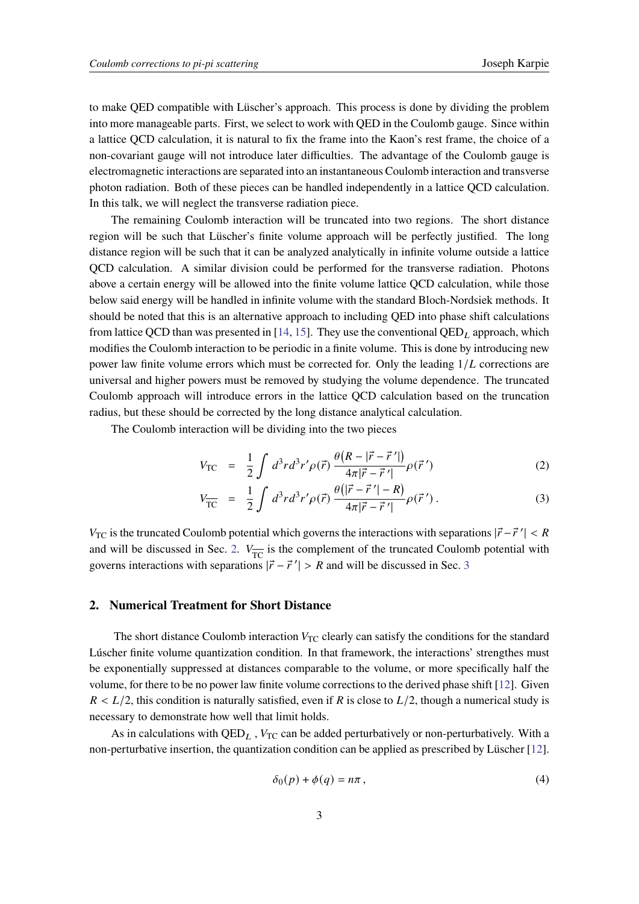to make QED compatible with Lüscher's approach. This process is done by dividing the problem into more manageable parts. First, we select to work with QED in the Coulomb gauge. Since within a lattice QCD calculation, it is natural to fix the frame into the Kaon's rest frame, the choice of a non-covariant gauge will not introduce later difficulties. The advantage of the Coulomb gauge is electromagnetic interactions are separated into an instantaneous Coulomb interaction and transverse photon radiation. Both of these pieces can be handled independently in a lattice QCD calculation. In this talk, we will neglect the transverse radiation piece.

The remaining Coulomb interaction will be truncated into two regions. The short distance region will be such that Lüscher's finite volume approach will be perfectly justified. The long distance region will be such that it can be analyzed analytically in infinite volume outside a lattice QCD calculation. A similar division could be performed for the transverse radiation. Photons above a certain energy will be allowed into the finite volume lattice QCD calculation, while those below said energy will be handled in infinite volume with the standard Bloch-Nordsiek methods. It should be noted that this is an alternative approach to including QED into phase shift calculations from lattice QCD than was presented in [14, 15]. They use the conventional $\mathrm{QED}_L$ approach, which modifies the Coulomb interaction to be periodic in a finite volume. This is done by introducing new power law finite volume errors which must be corrected for. Only the leading $1/L$ corrections are universal and higher powers must be removed by studying the volume dependence. The truncated Coulomb approach will introduce errors in the lattice QCD calculation based on the truncation radius, but these should be corrected by the long distance analytical calculation.

The Coulomb interaction will be dividing into the two pieces

$$V_{\mathrm{TC}} = \frac{1}{2}\int d^3r d^3r' \rho(\vec{r})\, \frac{\theta\big(R - |\vec{r} - \vec{r}\,'|\big)}{4\pi|\vec{r} - \vec{r}\,'|}\rho(\vec{r}\,') \tag{2}$$

$$V_{\overline{\mathrm{TC}}} = \frac{1}{2}\int d^3r d^3r' \rho(\vec{r})\, \frac{\theta\big(|\vec{r} - \vec{r}\,'| - R\big)}{4\pi|\vec{r} - \vec{r}\,'|}\rho(\vec{r}\,')\,. \tag{3}$$

$V_{\mathrm{TC}}$ is the truncated Coulomb potential which governs the interactions with separations $|\vec{r} - \vec{r}\,'| < R$ and will be discussed in Sec. 2. $V_{\overline{\mathrm{TC}}}$ is the complement of the truncated Coulomb potential with governs interactions with separations $|\vec{r} - \vec{r}\,'| > R$ and will be discussed in Sec. 3

## 2. Numerical Treatment for Short Distance

The short distance Coulomb interaction $V_{\mathrm{TC}}$ clearly can satisfy the conditions for the standard Lúscher finite volume quantization condition. In that framework, the interactions' strengthes must be exponentially suppressed at distances comparable to the volume, or more specifically half the volume, for there to be no power law finite volume corrections to the derived phase shift [12]. Given $R < L/2$, this condition is naturally satisfied, even if $R$ is close to $L/2$, though a numerical study is necessary to demonstrate how well that limit holds.

As in calculations with $\mathrm{QED}_L$ , $V_{\mathrm{TC}}$ can be added perturbatively or non-perturbatively. With a non-perturbative insertion, the quantization condition can be applied as prescribed by Lüscher [12].

$$\delta_0(p) + \phi(q) = n\pi\,, \tag{4}$$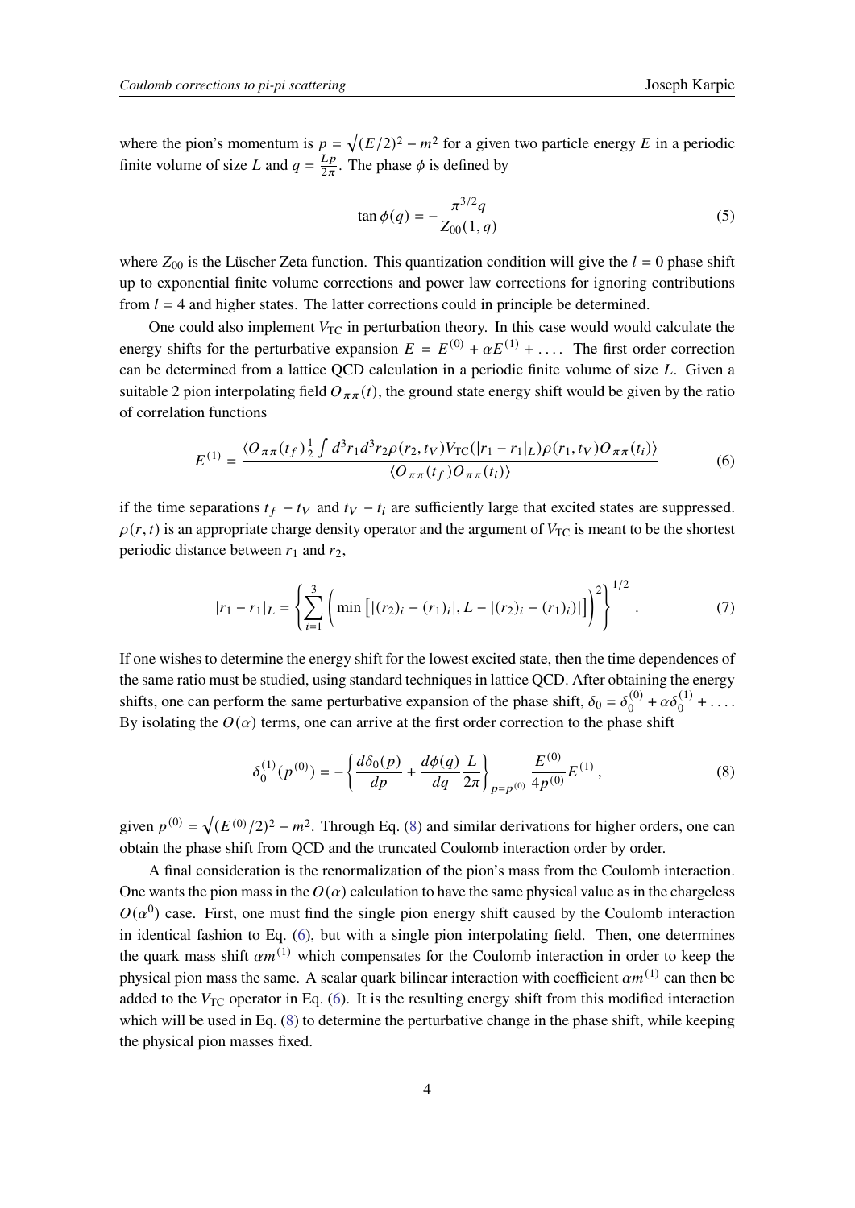where the pion's momentum is $p = \sqrt{(E/2)^2 - m^2}$ for a given two particle energy $E$ in a periodic finite volume of size $L$ and $q = \frac{Lp}{2\pi}$. The phase $\phi$ is defined by

$$\tan \phi(q) = -\frac{\pi^{3/2} q}{Z_{00}(1, q)} \tag{5}$$

where $Z_{00}$ is the Lüscher Zeta function. This quantization condition will give the $l = 0$ phase shift up to exponential finite volume corrections and power law corrections for ignoring contributions from $l = 4$ and higher states. The latter corrections could in principle be determined.

One could also implement $V_{\text{TC}}$ in perturbation theory. In this case would would calculate the energy shifts for the perturbative expansion $E = E^{(0)} + \alpha E^{(1)} + \ldots$. The first order correction can be determined from a lattice QCD calculation in a periodic finite volume of size $L$. Given a suitable 2 pion interpolating field $O_{\pi\pi}(t)$, the ground state energy shift would be given by the ratio of correlation functions

$$E^{(1)} = \frac{\langle O_{\pi\pi}(t_f) \frac{1}{2} \int d^3 r_1 d^3 r_2 \rho(r_2, t_V) V_{\text{TC}}(|r_1 - r_1|_L) \rho(r_1, t_V) O_{\pi\pi}(t_i) \rangle}{\langle O_{\pi\pi}(t_f) O_{\pi\pi}(t_i) \rangle} \tag{6}$$

if the time separations $t_f - t_V$ and $t_V - t_i$ are sufficiently large that excited states are suppressed. $\rho(r, t)$ is an appropriate charge density operator and the argument of $V_{\text{TC}}$ is meant to be the shortest periodic distance between $r_1$ and $r_2$,

$$|r_1 - r_1|_L = \left\{ \sum_{i=1}^{3} \left( \min \left[ |(r_2)_i - (r_1)_i|, L - |(r_2)_i - (r_1)_i)| \right] \right)^2 \right\}^{1/2} . \tag{7}$$

If one wishes to determine the energy shift for the lowest excited state, then the time dependences of the same ratio must be studied, using standard techniques in lattice QCD. After obtaining the energy shifts, one can perform the same perturbative expansion of the phase shift, $\delta_0 = \delta_0^{(0)} + \alpha \delta_0^{(1)} + \ldots$. By isolating the $O(\alpha)$ terms, one can arrive at the first order correction to the phase shift

$$\delta_0^{(1)}(p^{(0)}) = -\left\{ \frac{d\delta_0(p)}{dp} + \frac{d\phi(q)}{dq} \frac{L}{2\pi} \right\}_{p=p^{(0)}} \frac{E^{(0)}}{4p^{(0)}} E^{(1)} , \tag{8}$$

given $p^{(0)} = \sqrt{(E^{(0)}/2)^2 - m^2}$. Through Eq. (8) and similar derivations for higher orders, one can obtain the phase shift from QCD and the truncated Coulomb interaction order by order.

A final consideration is the renormalization of the pion's mass from the Coulomb interaction. One wants the pion mass in the $O(\alpha)$ calculation to have the same physical value as in the chargeless $O(\alpha^0)$ case. First, one must find the single pion energy shift caused by the Coulomb interaction in identical fashion to Eq. (6), but with a single pion interpolating field. Then, one determines the quark mass shift $\alpha m^{(1)}$ which compensates for the Coulomb interaction in order to keep the physical pion mass the same. A scalar quark bilinear interaction with coefficient $\alpha m^{(1)}$ can then be added to the $V_{\text{TC}}$ operator in Eq. (6). It is the resulting energy shift from this modified interaction which will be used in Eq. (8) to determine the perturbative change in the phase shift, while keeping the physical pion masses fixed.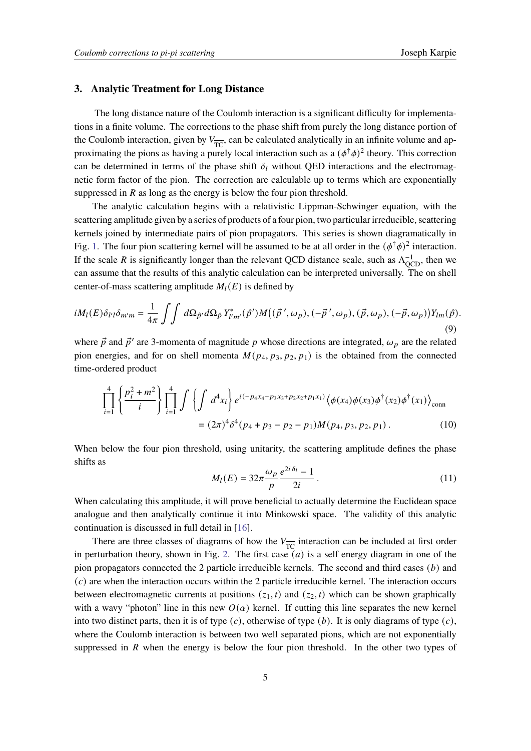## 3. Analytic Treatment for Long Distance

The long distance nature of the Coulomb interaction is a significant difficulty for implementations in a finite volume. The corrections to the phase shift from purely the long distance portion of the Coulomb interaction, given by $V_{\overline{\mathrm{TC}}}$, can be calculated analytically in an infinite volume and approximating the pions as having a purely local interaction such as a $(\phi^\dagger\phi)^2$ theory. This correction can be determined in terms of the phase shift $\delta_l$ without QED interactions and the electromagnetic form factor of the pion. The correction are calculable up to terms which are exponentially suppressed in $R$ as long as the energy is below the four pion threshold.

The analytic calculation begins with a relativistic Lippman-Schwinger equation, with the scattering amplitude given by a series of products of a four pion, two particular irreducible, scattering kernels joined by intermediate pairs of pion propagators. This series is shown diagramatically in Fig. 1. The four pion scattering kernel will be assumed to be at all order in the $(\phi^\dagger\phi)^2$ interaction. If the scale $R$ is significantly longer than the relevant QCD distance scale, such as $\Lambda_{\mathrm{QCD}}^{-1}$, then we can assume that the results of this analytic calculation can be interpreted universally. The on shell center-of-mass scattering amplitude $M_l(E)$ is defined by

$$iM_l(E)\delta_{l'l}\delta_{m'm} = \frac{1}{4\pi}\int\int d\Omega_{\hat{p}'}d\Omega_{\hat{p}}\, Y^*_{l'm'}(\hat{p}')M\big((\vec{p}\,',\omega_p),(-\vec{p}\,',\omega_p),(\vec{p},\omega_p),(-\vec{p},\omega_p)\big)Y_{lm}(\hat{p}). \tag{9}$$

where $\vec{p}$ and $\vec{p}'$ are 3-momenta of magnitude $p$ whose directions are integrated, $\omega_p$ are the related pion energies, and for on shell momenta $M(p_4,p_3,p_2,p_1)$ is the obtained from the connected time-ordered product

$$\prod_{i=1}^{4}\left\{\frac{p_i^2+m^2}{i}\right\}\prod_{i=1}^{4}\int\left\{\int d^4x_i\right\}e^{i(-p_4x_4-p_3x_3+p_2x_2+p_1x_1)}\left\langle\phi(x_4)\phi(x_3)\phi^\dagger(x_2)\phi^\dagger(x_1)\right\rangle_{\mathrm{conn}}$$
$$=(2\pi)^4\delta^4(p_4+p_3-p_2-p_1)M(p_4,p_3,p_2,p_1)\,. \tag{10}$$

When below the four pion threshold, using unitarity, the scattering amplitude defines the phase shifts as

$$M_l(E) = 32\pi\frac{\omega_p}{p}\frac{e^{2i\delta_l}-1}{2i}\,. \tag{11}$$

When calculating this amplitude, it will prove beneficial to actually determine the Euclidean space analogue and then analytically continue it into Minkowski space. The validity of this analytic continuation is discussed in full detail in [16].

There are three classes of diagrams of how the $V_{\overline{\mathrm{TC}}}$ interaction can be included at first order in perturbation theory, shown in Fig. 2. The first case $(a)$ is a self energy diagram in one of the pion propagators connected the 2 particle irreducible kernels. The second and third cases $(b)$ and $(c)$ are when the interaction occurs within the 2 particle irreducible kernel. The interaction occurs between electromagnetic currents at positions $(z_1,t)$ and $(z_2,t)$ which can be shown graphically with a wavy "photon" line in this new $O(\alpha)$ kernel. If cutting this line separates the new kernel into two distinct parts, then it is of type $(c)$, otherwise of type $(b)$. It is only diagrams of type $(c)$, where the Coulomb interaction is between two well separated pions, which are not exponentially suppressed in $R$ when the energy is below the four pion threshold. In the other two types of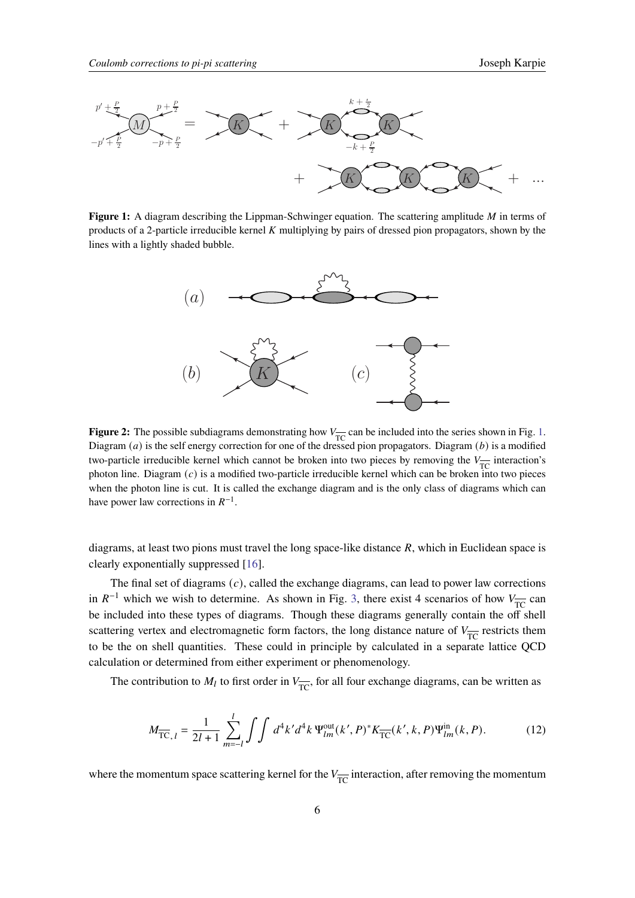**Figure 1:** A diagram describing the Lippman-Schwinger equation. The scattering amplitude $M$ in terms of products of a 2-particle irreducible kernel $K$ multiplying by pairs of dressed pion propagators, shown by the lines with a lightly shaded bubble.

**Figure 2:** The possible subdiagrams demonstrating how $V_{\overline{\mathrm{TC}}}$ can be included into the series shown in Fig. 1. Diagram $(a)$ is the self energy correction for one of the dressed pion propagators. Diagram $(b)$ is a modified two-particle irreducible kernel which cannot be broken into two pieces by removing the $V_{\overline{\mathrm{TC}}}$ interaction's photon line. Diagram $(c)$ is a modified two-particle irreducible kernel which can be broken into two pieces when the photon line is cut. It is called the exchange diagram and is the only class of diagrams which can have power law corrections in $R^{-1}$.

diagrams, at least two pions must travel the long space-like distance $R$, which in Euclidean space is clearly exponentially suppressed [16].

The final set of diagrams $(c)$, called the exchange diagrams, can lead to power law corrections in $R^{-1}$ which we wish to determine. As shown in Fig. 3, there exist 4 scenarios of how $V_{\overline{\mathrm{TC}}}$ can be included into these types of diagrams. Though these diagrams generally contain the off shell scattering vertex and electromagnetic form factors, the long distance nature of $V_{\overline{\mathrm{TC}}}$ restricts them to be the on shell quantities. These could in principle by calculated in a separate lattice QCD calculation or determined from either experiment or phenomenology.

The contribution to $M_l$ to first order in $V_{\overline{\mathrm{TC}}}$, for all four exchange diagrams, can be written as

$$M_{\overline{\mathrm{TC}},l} = \frac{1}{2l+1} \sum_{m=-l}^{l} \int\int d^4k' d^4k \, \Psi^{\mathrm{out}}_{lm}(k', P)^* K_{\overline{\mathrm{TC}}}(k', k, P) \Psi^{\mathrm{in}}_{lm}(k, P). \tag{12}$$

where the momentum space scattering kernel for the $V_{\overline{\mathrm{TC}}}$ interaction, after removing the momentum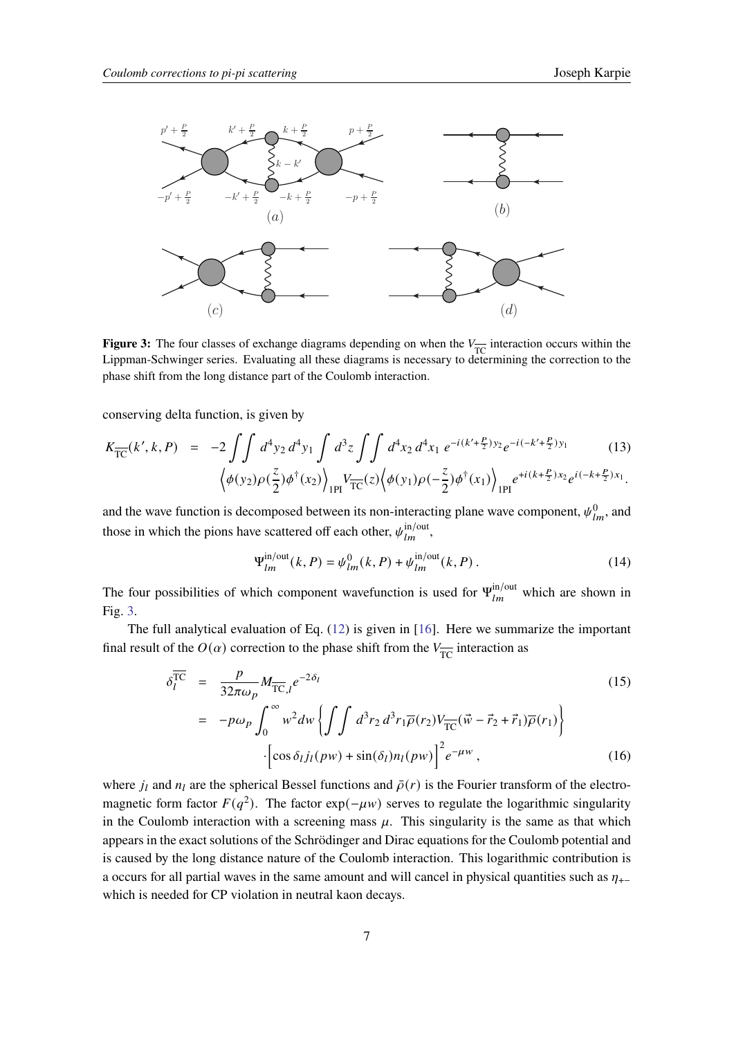**Figure 3:** The four classes of exchange diagrams depending on when the $V_{\overline{\mathrm{TC}}}$ interaction occurs within the Lippman-Schwinger series. Evaluating all these diagrams is necessary to determining the correction to the phase shift from the long distance part of the Coulomb interaction.

conserving delta function, is given by

$$
\begin{aligned}
K_{\overline{\mathrm{TC}}}(k', k, P) \;&=\; -2 \int\!\!\int d^4y_2\, d^4y_1 \int d^3z \int\!\!\int d^4x_2\, d^4x_1\; e^{-i(k'+\frac{P}{2})y_2} e^{-i(-k'+\frac{P}{2})y_1} \\
&\quad \left\langle \phi(y_2)\rho(\frac{z}{2})\phi^\dagger(x_2)\right\rangle_{1\mathrm{PI}} V_{\overline{\mathrm{TC}}}(z) \left\langle \phi(y_1)\rho(-\frac{z}{2})\phi^\dagger(x_1)\right\rangle_{1\mathrm{PI}} e^{+i(k+\frac{P}{2})x_2} e^{i(-k+\frac{P}{2})x_1}.
\end{aligned}
\tag{13}
$$

and the wave function is decomposed between its non-interacting plane wave component, $\psi^0_{lm}$, and those in which the pions have scattered off each other, $\psi^{\mathrm{in/out}}_{lm}$,

$$
\Psi^{\mathrm{in/out}}_{lm}(k, P) = \psi^0_{lm}(k, P) + \psi^{\mathrm{in/out}}_{lm}(k, P)\,. \tag{14}
$$

The four possibilities of which component wavefunction is used for $\Psi^{\mathrm{in/out}}_{lm}$ which are shown in Fig. 3.

The full analytical evaluation of Eq. (12) is given in [16]. Here we summarize the important final result of the $O(\alpha)$ correction to the phase shift from the $V_{\overline{\mathrm{TC}}}$ interaction as

$$
\delta^{\overline{\mathrm{TC}}}_l \;=\; \frac{p}{32\pi\omega_p} M_{\overline{\mathrm{TC}},l}\, e^{-2\delta_l} \tag{15}
$$

$$
\begin{aligned}
&= -p\omega_p \int_0^\infty w^2 dw \left\{ \int\!\!\int d^3r_2\, d^3r_1 \overline{\rho}(r_2) V_{\overline{\mathrm{TC}}}(\vec{w} - \vec{r}_2 + \vec{r}_1)\overline{\rho}(r_1) \right\} \\
&\quad \cdot \Big[\cos\delta_l\, j_l(pw) + \sin(\delta_l)\, n_l(pw)\Big]^2 e^{-\mu w}\,,
\end{aligned}
\tag{16}
$$

where $j_l$ and $n_l$ are the spherical Bessel functions and $\bar{\rho}(r)$ is the Fourier transform of the electromagnetic form factor $F(q^2)$. The factor $\exp(-\mu w)$ serves to regulate the logarithmic singularity in the Coulomb interaction with a screening mass $\mu$. This singularity is the same as that which appears in the exact solutions of the Schrödinger and Dirac equations for the Coulomb potential and is caused by the long distance nature of the Coulomb interaction. This logarithmic contribution is a occurs for all partial waves in the same amount and will cancel in physical quantities such as $\eta_{+-}$ which is needed for CP violation in neutral kaon decays.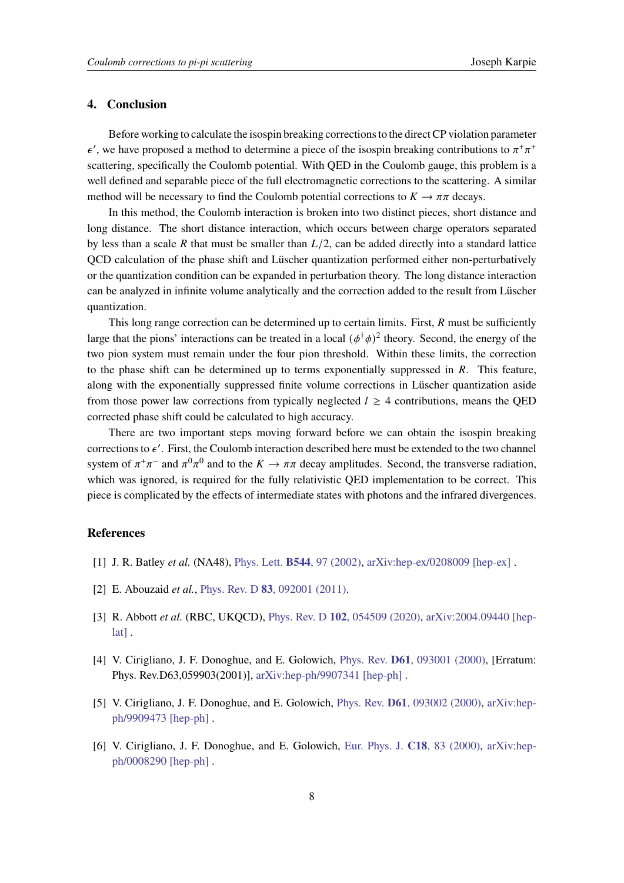## 4. Conclusion

Before working to calculate the isospin breaking corrections to the direct CP violation parameter $\epsilon'$, we have proposed a method to determine a piece of the isospin breaking contributions to $\pi^+\pi^+$ scattering, specifically the Coulomb potential. With QED in the Coulomb gauge, this problem is a well defined and separable piece of the full electromagnetic corrections to the scattering. A similar method will be necessary to find the Coulomb potential corrections to $K \to \pi\pi$ decays.

In this method, the Coulomb interaction is broken into two distinct pieces, short distance and long distance. The short distance interaction, which occurs between charge operators separated by less than a scale $R$ that must be smaller than $L/2$, can be added directly into a standard lattice QCD calculation of the phase shift and Lüscher quantization performed either non-perturbatively or the quantization condition can be expanded in perturbation theory. The long distance interaction can be analyzed in infinite volume analytically and the correction added to the result from Lüscher quantization.

This long range correction can be determined up to certain limits. First, $R$ must be sufficiently large that the pions' interactions can be treated in a local $(\phi^\dagger\phi)^2$ theory. Second, the energy of the two pion system must remain under the four pion threshold. Within these limits, the correction to the phase shift can be determined up to terms exponentially suppressed in $R$. This feature, along with the exponentially suppressed finite volume corrections in Lüscher quantization aside from those power law corrections from typically neglected $l \geq 4$ contributions, means the QED corrected phase shift could be calculated to high accuracy.

There are two important steps moving forward before we can obtain the isospin breaking corrections to $\epsilon'$. First, the Coulomb interaction described here must be extended to the two channel system of $\pi^+\pi^-$ and $\pi^0\pi^0$ and to the $K \to \pi\pi$ decay amplitudes. Second, the transverse radiation, which was ignored, is required for the fully relativistic QED implementation to be correct. This piece is complicated by the effects of intermediate states with photons and the infrared divergences.

## References

[1] J. R. Batley *et al.* (NA48), Phys. Lett. **B544**, 97 (2002), arXiv:hep-ex/0208009 [hep-ex] .

[2] E. Abouzaid *et al.*, Phys. Rev. D **83**, 092001 (2011).

[3] R. Abbott *et al.* (RBC, UKQCD), Phys. Rev. D **102**, 054509 (2020), arXiv:2004.09440 [hep-lat] .

[4] V. Cirigliano, J. F. Donoghue, and E. Golowich, Phys. Rev. **D61**, 093001 (2000), [Erratum: Phys. Rev.D63,059903(2001)], arXiv:hep-ph/9907341 [hep-ph] .

[5] V. Cirigliano, J. F. Donoghue, and E. Golowich, Phys. Rev. **D61**, 093002 (2000), arXiv:hep-ph/9909473 [hep-ph] .

[6] V. Cirigliano, J. F. Donoghue, and E. Golowich, Eur. Phys. J. **C18**, 83 (2000), arXiv:hep-ph/0008290 [hep-ph] .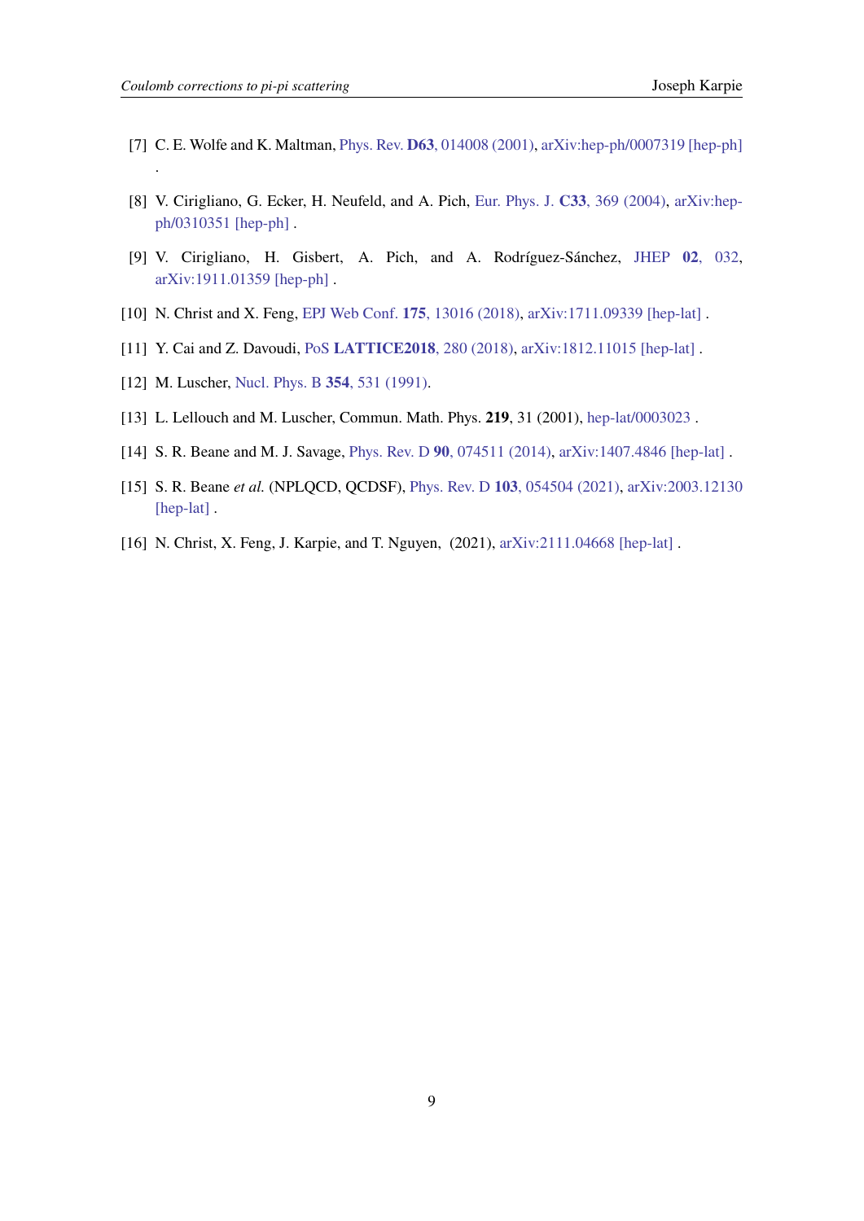[7] C. E. Wolfe and K. Maltman, Phys. Rev. **D63**, 014008 (2001), arXiv:hep-ph/0007319 [hep-ph] .

[8] V. Cirigliano, G. Ecker, H. Neufeld, and A. Pich, Eur. Phys. J. **C33**, 369 (2004), arXiv:hep-ph/0310351 [hep-ph] .

[9] V. Cirigliano, H. Gisbert, A. Pich, and A. Rodríguez-Sánchez, JHEP **02**, 032, arXiv:1911.01359 [hep-ph] .

[10] N. Christ and X. Feng, EPJ Web Conf. **175**, 13016 (2018), arXiv:1711.09339 [hep-lat] .

[11] Y. Cai and Z. Davoudi, PoS **LATTICE2018**, 280 (2018), arXiv:1812.11015 [hep-lat] .

[12] M. Luscher, Nucl. Phys. B **354**, 531 (1991).

[13] L. Lellouch and M. Luscher, Commun. Math. Phys. **219**, 31 (2001), hep-lat/0003023 .

[14] S. R. Beane and M. J. Savage, Phys. Rev. D **90**, 074511 (2014), arXiv:1407.4846 [hep-lat] .

[15] S. R. Beane *et al.* (NPLQCD, QCDSF), Phys. Rev. D **103**, 054504 (2021), arXiv:2003.12130 [hep-lat] .

[16] N. Christ, X. Feng, J. Karpie, and T. Nguyen, (2021), arXiv:2111.04668 [hep-lat] .